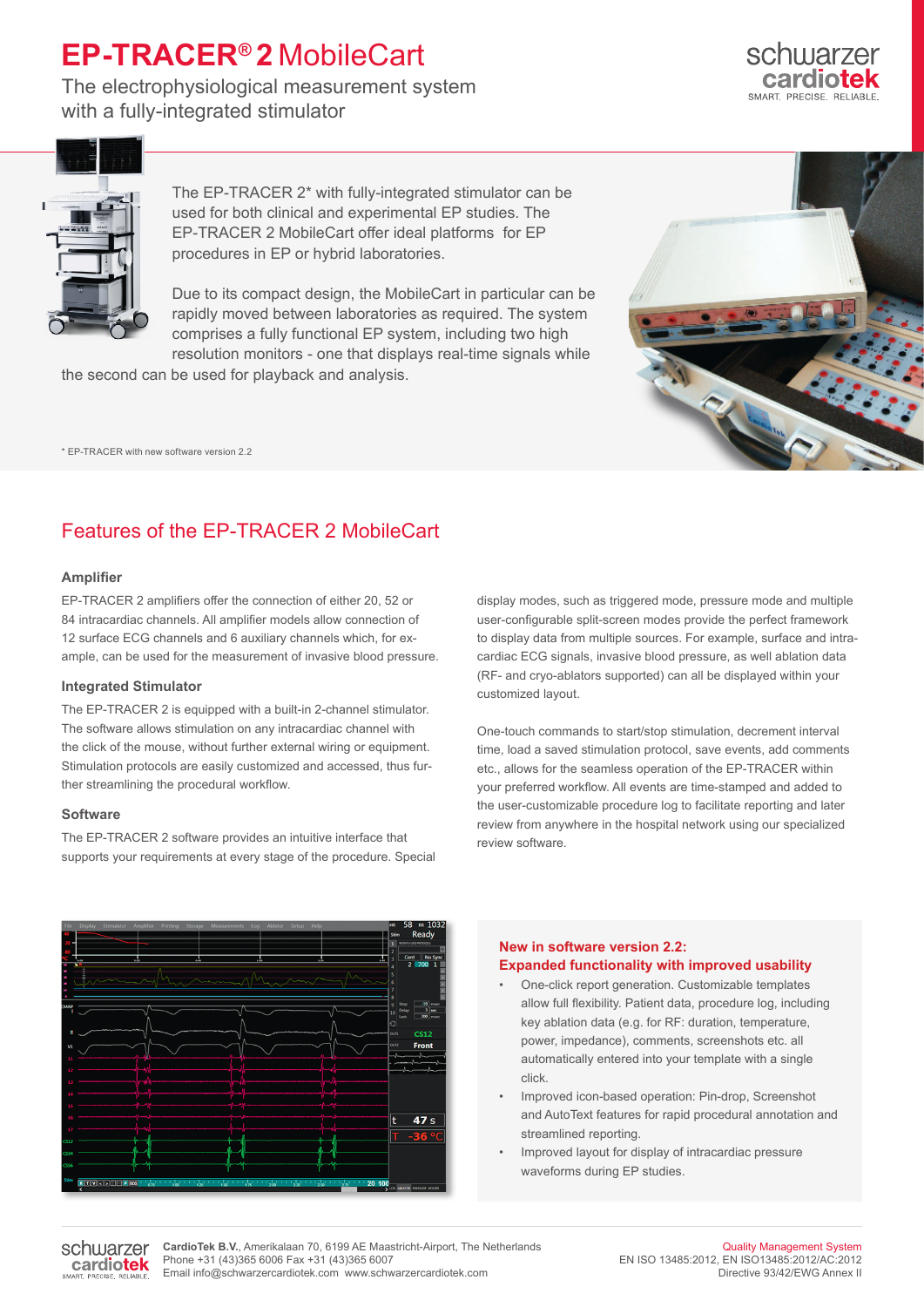# EP-TRACER® 2 MobileCart

The electrophysiological measurement system with a fully-integrated stimulator

The EP-TRACER 2* with fully-integrated stimulator can be used for both clinical and experimental EP studies. The EP-TRACER 2 MobileCart offer ideal platforms for EP procedures in EP or hybrid laboratories.

Due to its compact design, the MobileCart in particular can be rapidly moved between laboratories as required. The system comprises a fully functional EP system, including two high resolution monitors - one that displays real-time signals while the second can be used for playback and analysis.

\* EP-TRACER with new software version 2.2

## Features of the EP-TRACER 2 MobileCart

### Amplifier

EP-TRACER 2 amplifiers offer the connection of either 20, 52 or 84 intracardiac channels. All amplifier models allow connection of 12 surface ECG channels and 6 auxiliary channels which, for example, can be used for the measurement of invasive blood pressure.

### Integrated Stimulator

The EP-TRACER 2 is equipped with a built-in 2-channel stimulator. The software allows stimulation on any intracardiac channel with the click of the mouse, without further external wiring or equipment. Stimulation protocols are easily customized and accessed, thus further streamlining the procedural workflow.

### Software

The EP-TRACER 2 software provides an intuitive interface that supports your requirements at every stage of the procedure. Special display modes, such as triggered mode, pressure mode and multiple user-configurable split-screen modes provide the perfect framework to display data from multiple sources. For example, surface and intracardiac ECG signals, invasive blood pressure, as well ablation data (RF- and cryo-ablators supported) can all be displayed within your customized layout.

One-touch commands to start/stop stimulation, decrement interval time, load a saved stimulation protocol, save events, add comments etc., allows for the seamless operation of the EP-TRACER within your preferred workflow. All events are time-stamped and added to the user-customizable procedure log to facilitate reporting and later review from anywhere in the hospital network using our specialized review software.

### New in software version 2.2: Expanded functionality with improved usability

- One-click report generation. Customizable templates allow full flexibility. Patient data, procedure log, including key ablation data (e.g. for RF: duration, temperature, power, impedance), comments, screenshots etc. all automatically entered into your template with a single click.
- Improved icon-based operation: Pin-drop, Screenshot and AutoText features for rapid procedural annotation and streamlined reporting.
- Improved layout for display of intracardiac pressure waveforms during EP studies.

**CardioTek B.V.**, Amerikalaan 70, 6199 AE Maastricht-Airport, The Netherlands
Phone +31 (43)365 6006 Fax +31 (43)365 6007
Email info@schwarzercardiotek.com www.schwarzercardiotek.com

Quality Management System
EN ISO 13485:2012, EN ISO13485:2012/AC:2012
Directive 93/42/EWG Annex II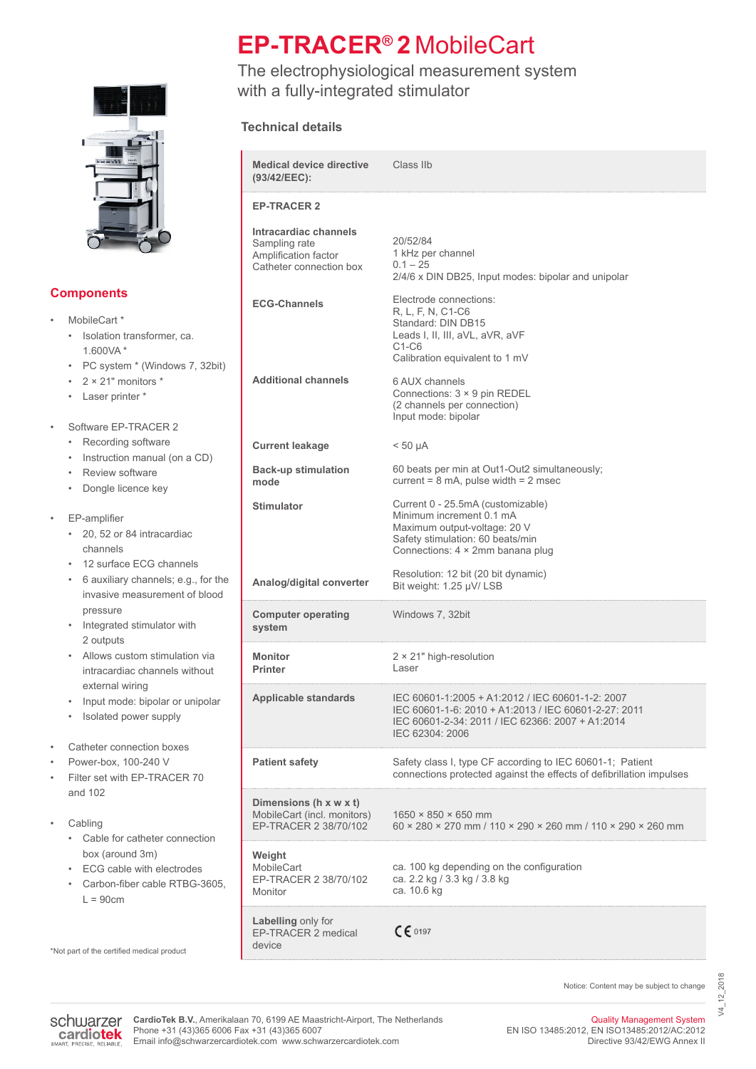# EP-TRACER® 2 MobileCart

The electrophysiological measurement system with a fully-integrated stimulator

## Components

- MobileCart *
  - Isolation transformer, ca. 1.600VA *
  - PC system * (Windows 7, 32bit)
  - 2 × 21" monitors *
  - Laser printer *
- Software EP-TRACER 2
  - Recording software
  - Instruction manual (on a CD)
  - Review software
  - Dongle licence key
- EP-amplifier
  - 20, 52 or 84 intracardiac channels
  - 12 surface ECG channels
  - 6 auxiliary channels; e.g., for the invasive measurement of blood pressure
  - Integrated stimulator with 2 outputs
  - Allows custom stimulation via intracardiac channels without external wiring
  - Input mode: bipolar or unipolar
  - Isolated power supply
- Catheter connection boxes
- Power-box, 100-240 V
- Filter set with EP-TRACER 70 and 102
- Cabling
  - Cable for catheter connection box (around 3m)
  - ECG cable with electrodes
  - Carbon-fiber cable RTBG-3605, L = 90cm

*Not part of the certified medical product

## Technical details

| | |
|---|---|
| **Medical device directive (93/42/EEC):** | Class IIb |
| **EP-TRACER 2** | |
| **Intracardiac channels**<br>Sampling rate<br>Amplification factor<br>Catheter connection box | 20/52/84<br>1 kHz per channel<br>0.1 – 25<br>2/4/6 x DIN DB25, Input modes: bipolar and unipolar |
| **ECG-Channels** | Electrode connections:<br>R, L, F, N, C1-C6<br>Standard: DIN DB15<br>Leads I, II, III, aVL, aVR, aVF<br>C1-C6<br>Calibration equivalent to 1 mV |
| **Additional channels** | 6 AUX channels<br>Connections: 3 × 9 pin REDEL<br>(2 channels per connection)<br>Input mode: bipolar |
| **Current leakage** | < 50 µA |
| **Back-up stimulation mode** | 60 beats per min at Out1-Out2 simultaneously;<br>current = 8 mA, pulse width = 2 msec |
| **Stimulator** | Current 0 - 25.5mA (customizable)<br>Minimum increment 0.1 mA<br>Maximum output-voltage: 20 V<br>Safety stimulation: 60 beats/min<br>Connections: 4 × 2mm banana plug |
| **Analog/digital converter** | Resolution: 12 bit (20 bit dynamic)<br>Bit weight: 1.25 µV/ LSB |
| **Computer operating system** | Windows 7, 32bit |
| **Monitor**<br>**Printer** | 2 × 21" high-resolution<br>Laser |
| **Applicable standards** | IEC 60601-1:2005 + A1:2012 / IEC 60601-1-2: 2007<br>IEC 60601-1-6: 2010 + A1:2013 / IEC 60601-2-27: 2011<br>IEC 60601-2-34: 2011 / IEC 62366: 2007 + A1:2014<br>IEC 62304: 2006 |
| **Patient safety** | Safety class I, type CF according to IEC 60601-1; Patient connections protected against the effects of defibrillation impulses |
| **Dimensions (h x w x t)**<br>MobileCart (incl. monitors)<br>EP-TRACER 2 38/70/102 | <br>1650 × 850 × 650 mm<br>60 × 280 × 270 mm / 110 × 290 × 260 mm / 110 × 290 × 260 mm |
| **Weight**<br>MobileCart<br>EP-TRACER 2 38/70/102<br>Monitor | <br>ca. 100 kg depending on the configuration<br>ca. 2.2 kg / 3.3 kg / 3.8 kg<br>ca. 10.6 kg |
| **Labelling** only for EP-TRACER 2 medical device | CE 0197 |

Notice: Content may be subject to change

V4_12_2018

**CardioTek B.V.**, Amerikalaan 70, 6199 AE Maastricht-Airport, The Netherlands
Phone +31 (43)365 6006 Fax +31 (43)365 6007
Email info@schwarzercardiotek.com www.schwarzercardiotek.com

Quality Management System
EN ISO 13485:2012, EN ISO13485:2012/AC:2012
Directive 93/42/EWG Annex II